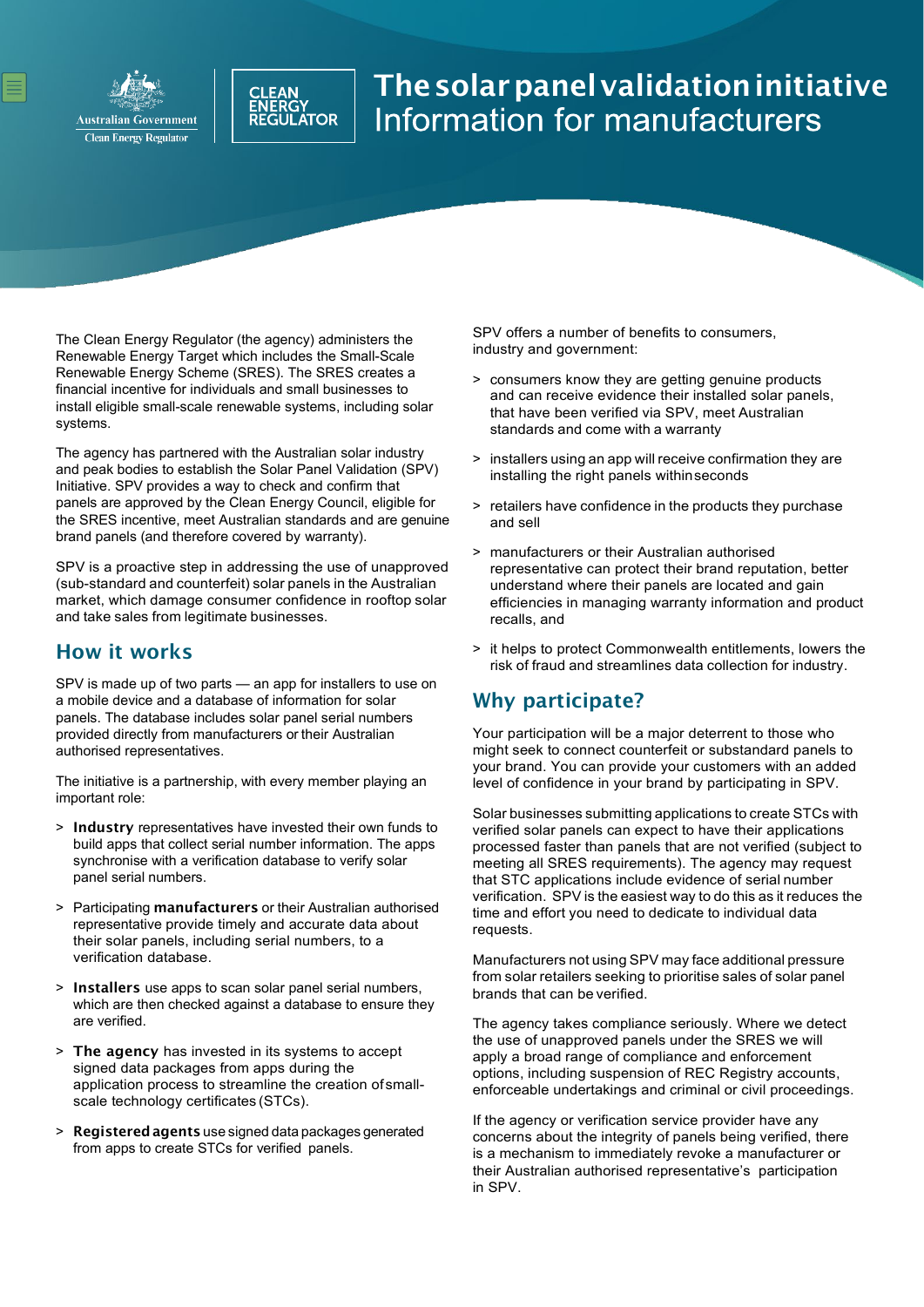Australian Government
Clean Energy Regulator

CLEAN ENERGY REGULATOR

# The solar panel validation initiative
## Information for manufacturers

The Clean Energy Regulator (the agency) administers the Renewable Energy Target which includes the Small-Scale Renewable Energy Scheme (SRES). The SRES creates a financial incentive for individuals and small businesses to install eligible small-scale renewable systems, including solar systems.

The agency has partnered with the Australian solar industry and peak bodies to establish the Solar Panel Validation (SPV) Initiative. SPV provides a way to check and confirm that panels are approved by the Clean Energy Council, eligible for the SRES incentive, meet Australian standards and are genuine brand panels (and therefore covered by warranty).

SPV is a proactive step in addressing the use of unapproved (sub-standard and counterfeit) solar panels in the Australian market, which damage consumer confidence in rooftop solar and take sales from legitimate businesses.

## How it works

SPV is made up of two parts — an app for installers to use on a mobile device and a database of information for solar panels. The database includes solar panel serial numbers provided directly from manufacturers or their Australian authorised representatives.

The initiative is a partnership, with every member playing an important role:

> **Industry** representatives have invested their own funds to build apps that collect serial number information. The apps synchronise with a verification database to verify solar panel serial numbers.

> Participating **manufacturers** or their Australian authorised representative provide timely and accurate data about their solar panels, including serial numbers, to a verification database.

> **Installers** use apps to scan solar panel serial numbers, which are then checked against a database to ensure they are verified.

> **The agency** has invested in its systems to accept signed data packages from apps during the application process to streamline the creation of small-scale technology certificates (STCs).

> **Registered agents** use signed data packages generated from apps to create STCs for verified panels.

SPV offers a number of benefits to consumers, industry and government:

> consumers know they are getting genuine products and can receive evidence their installed solar panels, that have been verified via SPV, meet Australian standards and come with a warranty

> installers using an app will receive confirmation they are installing the right panels within seconds

> retailers have confidence in the products they purchase and sell

> manufacturers or their Australian authorised representative can protect their brand reputation, better understand where their panels are located and gain efficiencies in managing warranty information and product recalls, and

> it helps to protect Commonwealth entitlements, lowers the risk of fraud and streamlines data collection for industry.

## Why participate?

Your participation will be a major deterrent to those who might seek to connect counterfeit or substandard panels to your brand. You can provide your customers with an added level of confidence in your brand by participating in SPV.

Solar businesses submitting applications to create STCs with verified solar panels can expect to have their applications processed faster than panels that are not verified (subject to meeting all SRES requirements). The agency may request that STC applications include evidence of serial number verification. SPV is the easiest way to do this as it reduces the time and effort you need to dedicate to individual data requests.

Manufacturers not using SPV may face additional pressure from solar retailers seeking to prioritise sales of solar panel brands that can be verified.

The agency takes compliance seriously. Where we detect the use of unapproved panels under the SRES we will apply a broad range of compliance and enforcement options, including suspension of REC Registry accounts, enforceable undertakings and criminal or civil proceedings.

If the agency or verification service provider have any concerns about the integrity of panels being verified, there is a mechanism to immediately revoke a manufacturer or their Australian authorised representative's participation in SPV.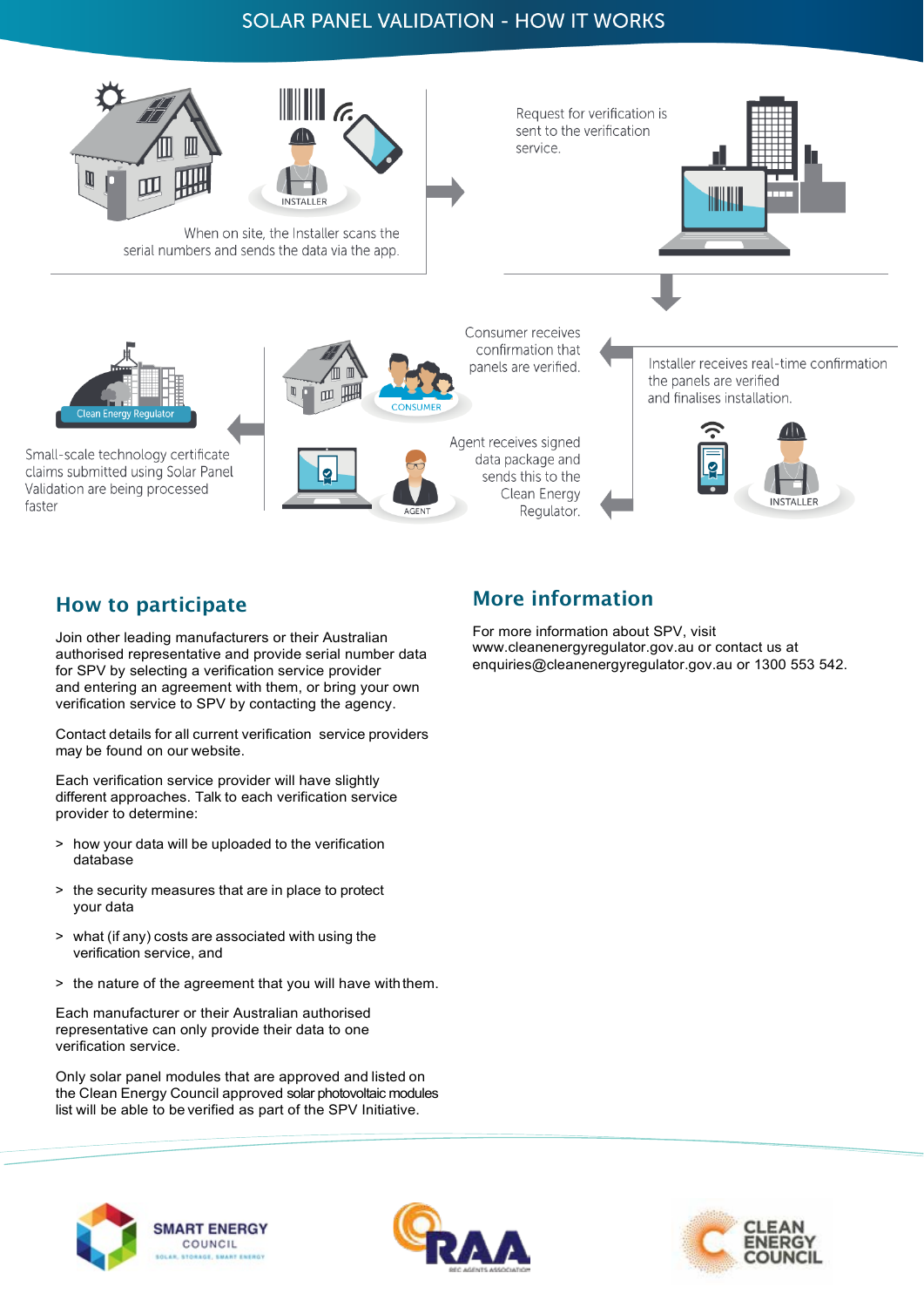# SOLAR PANEL VALIDATION - HOW IT WORKS

INSTALLER

When on site, the Installer scans the serial numbers and sends the data via the app.

Request for verification is sent to the verification service.

Installer receives real-time confirmation the panels are verified and finalises installation.

INSTALLER

Consumer receives confirmation that panels are verified.

CONSUMER

Agent receives signed data package and sends this to the Clean Energy Regulator.

AGENT

Clean Energy Regulator

Small-scale technology certificate claims submitted using Solar Panel Validation are being processed faster

## How to participate

Join other leading manufacturers or their Australian authorised representative and provide serial number data for SPV by selecting a verification service provider and entering an agreement with them, or bring your own verification service to SPV by contacting the agency.

Contact details for all current verification service providers may be found on our website.

Each verification service provider will have slightly different approaches. Talk to each verification service provider to determine:

> how your data will be uploaded to the verification database

> the security measures that are in place to protect your data

> what (if any) costs are associated with using the verification service, and

> the nature of the agreement that you will have with them.

Each manufacturer or their Australian authorised representative can only provide their data to one verification service.

Only solar panel modules that are approved and listed on the Clean Energy Council approved solar photovoltaic modules list will be able to be verified as part of the SPV Initiative.

## More information

For more information about SPV, visit www.cleanenergyregulator.gov.au or contact us at enquiries@cleanenergyregulator.gov.au or 1300 553 542.

SMART ENERGY COUNCIL — SOLAR, STORAGE, SMART ENERGY

RAA — REC AGENTS ASSOCIATION

CLEAN ENERGY COUNCIL